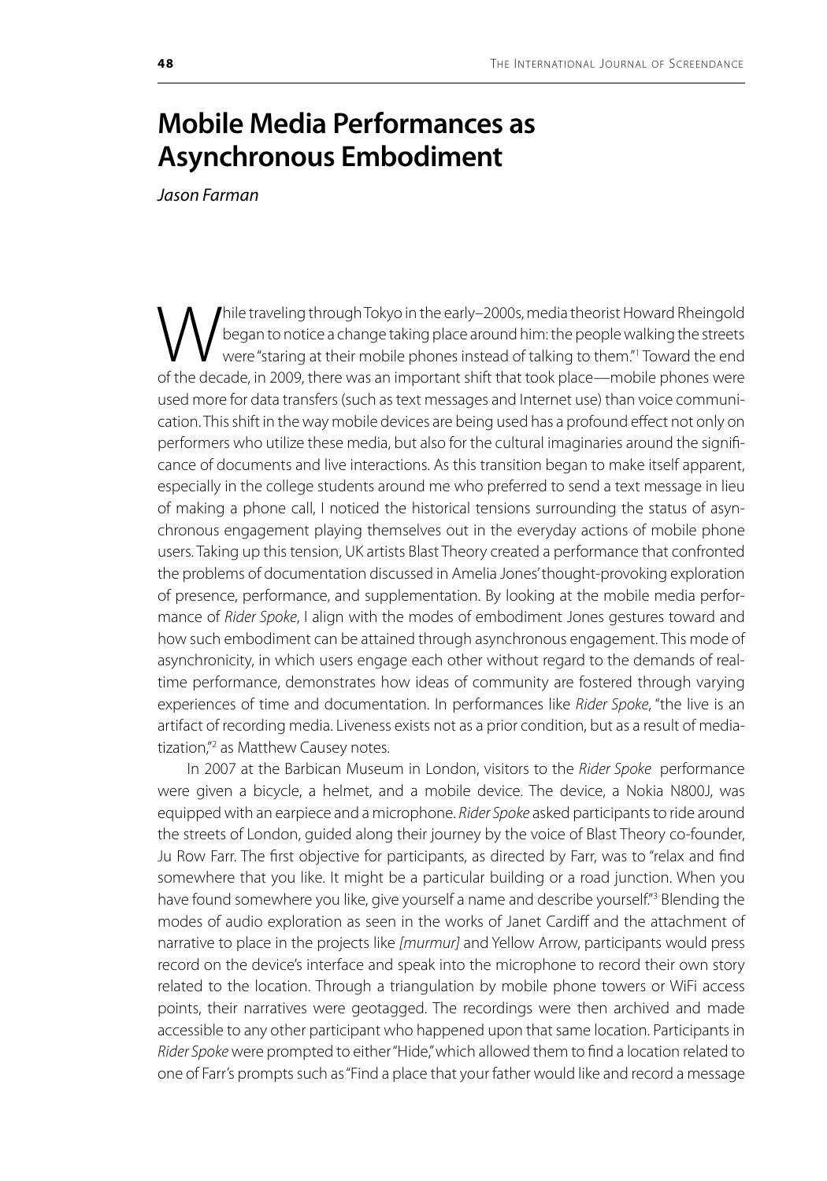# Mobile Media Performances as Asynchronous Embodiment

*Jason Farman*

While traveling through Tokyo in the early–2000s, media theorist Howard Rheingold began to notice a change taking place around him: the people walking the streets were "staring at their mobile phones instead of talking to them."[1] Toward the end of the decade, in 2009, there was an important shift that took place—mobile phones were used more for data transfers (such as text messages and Internet use) than voice communication. This shift in the way mobile devices are being used has a profound effect not only on performers who utilize these media, but also for the cultural imaginaries around the significance of documents and live interactions. As this transition began to make itself apparent, especially in the college students around me who preferred to send a text message in lieu of making a phone call, I noticed the historical tensions surrounding the status of asynchronous engagement playing themselves out in the everyday actions of mobile phone users. Taking up this tension, UK artists Blast Theory created a performance that confronted the problems of documentation discussed in Amelia Jones' thought-provoking exploration of presence, performance, and supplementation. By looking at the mobile media performance of *Rider Spoke*, I align with the modes of embodiment Jones gestures toward and how such embodiment can be attained through asynchronous engagement. This mode of asynchronicity, in which users engage each other without regard to the demands of real-time performance, demonstrates how ideas of community are fostered through varying experiences of time and documentation. In performances like *Rider Spoke*, "the live is an artifact of recording media. Liveness exists not as a prior condition, but as a result of mediatization,"[2] as Matthew Causey notes.

In 2007 at the Barbican Museum in London, visitors to the *Rider Spoke* performance were given a bicycle, a helmet, and a mobile device. The device, a Nokia N800J, was equipped with an earpiece and a microphone. *Rider Spoke* asked participants to ride around the streets of London, guided along their journey by the voice of Blast Theory co-founder, Ju Row Farr. The first objective for participants, as directed by Farr, was to "relax and find somewhere that you like. It might be a particular building or a road junction. When you have found somewhere you like, give yourself a name and describe yourself."[3] Blending the modes of audio exploration as seen in the works of Janet Cardiff and the attachment of narrative to place in the projects like *[murmur]* and Yellow Arrow, participants would press record on the device's interface and speak into the microphone to record their own story related to the location. Through a triangulation by mobile phone towers or WiFi access points, their narratives were geotagged. The recordings were then archived and made accessible to any other participant who happened upon that same location. Participants in *Rider Spoke* were prompted to either "Hide," which allowed them to find a location related to one of Farr's prompts such as "Find a place that your father would like and record a message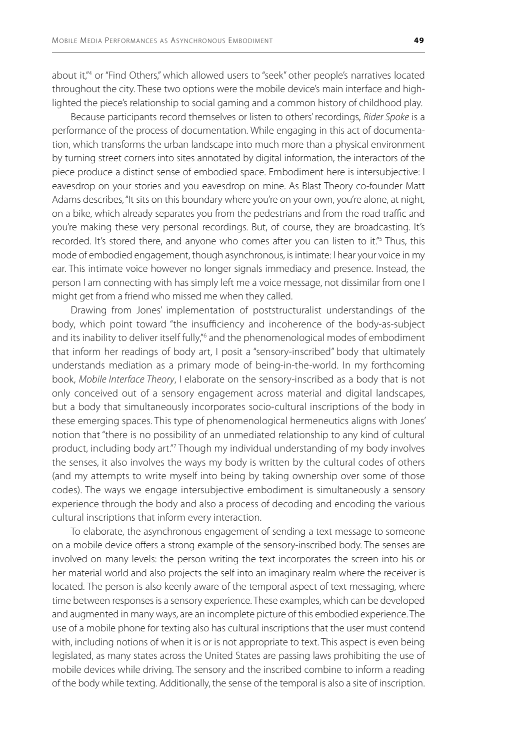about it,"[4] or "Find Others," which allowed users to "seek" other people's narratives located throughout the city. These two options were the mobile device's main interface and highlighted the piece's relationship to social gaming and a common history of childhood play.

Because participants record themselves or listen to others' recordings, *Rider Spoke* is a performance of the process of documentation. While engaging in this act of documentation, which transforms the urban landscape into much more than a physical environment by turning street corners into sites annotated by digital information, the interactors of the piece produce a distinct sense of embodied space. Embodiment here is intersubjective: I eavesdrop on your stories and you eavesdrop on mine. As Blast Theory co-founder Matt Adams describes, "It sits on this boundary where you're on your own, you're alone, at night, on a bike, which already separates you from the pedestrians and from the road traffic and you're making these very personal recordings. But, of course, they are broadcasting. It's recorded. It's stored there, and anyone who comes after you can listen to it."[5] Thus, this mode of embodied engagement, though asynchronous, is intimate: I hear your voice in my ear. This intimate voice however no longer signals immediacy and presence. Instead, the person I am connecting with has simply left me a voice message, not dissimilar from one I might get from a friend who missed me when they called.

Drawing from Jones' implementation of poststructuralist understandings of the body, which point toward "the insufficiency and incoherence of the body-as-subject and its inability to deliver itself fully,"[6] and the phenomenological modes of embodiment that inform her readings of body art, I posit a "sensory-inscribed" body that ultimately understands mediation as a primary mode of being-in-the-world. In my forthcoming book, *Mobile Interface Theory*, I elaborate on the sensory-inscribed as a body that is not only conceived out of a sensory engagement across material and digital landscapes, but a body that simultaneously incorporates socio-cultural inscriptions of the body in these emerging spaces. This type of phenomenological hermeneutics aligns with Jones' notion that "there is no possibility of an unmediated relationship to any kind of cultural product, including body art."[7] Though my individual understanding of my body involves the senses, it also involves the ways my body is written by the cultural codes of others (and my attempts to write myself into being by taking ownership over some of those codes). The ways we engage intersubjective embodiment is simultaneously a sensory experience through the body and also a process of decoding and encoding the various cultural inscriptions that inform every interaction.

To elaborate, the asynchronous engagement of sending a text message to someone on a mobile device offers a strong example of the sensory-inscribed body. The senses are involved on many levels: the person writing the text incorporates the screen into his or her material world and also projects the self into an imaginary realm where the receiver is located. The person is also keenly aware of the temporal aspect of text messaging, where time between responses is a sensory experience. These examples, which can be developed and augmented in many ways, are an incomplete picture of this embodied experience. The use of a mobile phone for texting also has cultural inscriptions that the user must contend with, including notions of when it is or is not appropriate to text. This aspect is even being legislated, as many states across the United States are passing laws prohibiting the use of mobile devices while driving. The sensory and the inscribed combine to inform a reading of the body while texting. Additionally, the sense of the temporal is also a site of inscription.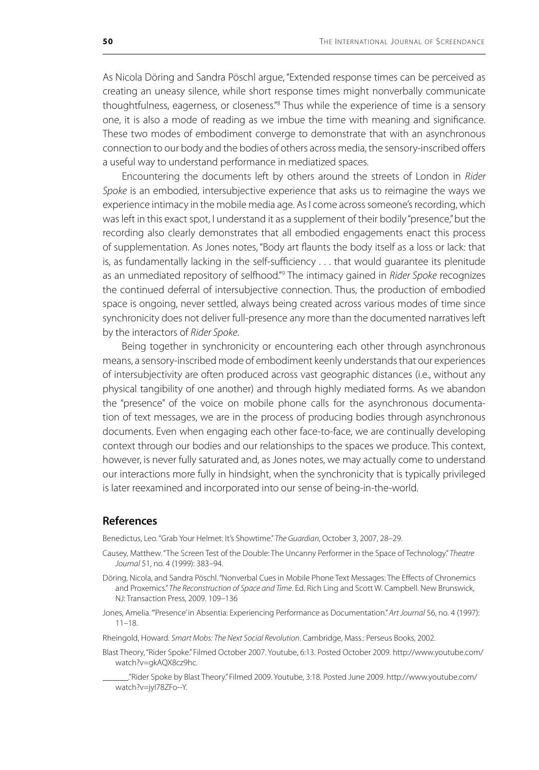As Nicola Döring and Sandra Pöschl argue, "Extended response times can be perceived as creating an uneasy silence, while short response times might nonverbally communicate thoughtfulness, eagerness, or closeness."[8] Thus while the experience of time is a sensory one, it is also a mode of reading as we imbue the time with meaning and significance. These two modes of embodiment converge to demonstrate that with an asynchronous connection to our body and the bodies of others across media, the sensory-inscribed offers a useful way to understand performance in mediatized spaces.

Encountering the documents left by others around the streets of London in *Rider Spoke* is an embodied, intersubjective experience that asks us to reimagine the ways we experience intimacy in the mobile media age. As I come across someone's recording, which was left in this exact spot, I understand it as a supplement of their bodily "presence," but the recording also clearly demonstrates that all embodied engagements enact this process of supplementation. As Jones notes, "Body art flaunts the body itself as a loss or lack: that is, as fundamentally lacking in the self-sufficiency . . . that would guarantee its plenitude as an unmediated repository of selfhood."[9] The intimacy gained in *Rider Spoke* recognizes the continued deferral of intersubjective connection. Thus, the production of embodied space is ongoing, never settled, always being created across various modes of time since synchronicity does not deliver full-presence any more than the documented narratives left by the interactors of *Rider Spoke*.

Being together in synchronicity or encountering each other through asynchronous means, a sensory-inscribed mode of embodiment keenly understands that our experiences of intersubjectivity are often produced across vast geographic distances (i.e., without any physical tangibility of one another) and through highly mediated forms. As we abandon the "presence" of the voice on mobile phone calls for the asynchronous documentation of text messages, we are in the process of producing bodies through asynchronous documents. Even when engaging each other face-to-face, we are continually developing context through our bodies and our relationships to the spaces we produce. This context, however, is never fully saturated and, as Jones notes, we may actually come to understand our interactions more fully in hindsight, when the synchronicity that is typically privileged is later reexamined and incorporated into our sense of being-in-the-world.

## References

Benedictus, Leo. "Grab Your Helmet: It's Showtime." *The Guardian*, October 3, 2007, 28–29.

Causey, Matthew. "The Screen Test of the Double: The Uncanny Performer in the Space of Technology." *Theatre Journal* 51, no. 4 (1999): 383–94.

Döring, Nicola, and Sandra Pöschl. "Nonverbal Cues in Mobile Phone Text Messages: The Effects of Chronemics and Proxemics." *The Reconstruction of Space and Time*. Ed. Rich Ling and Scott W. Campbell. New Brunswick, NJ: Transaction Press, 2009. 109–136

Jones, Amelia. "'Presence' in Absentia: Experiencing Performance as Documentation." *Art Journal* 56, no. 4 (1997): 11–18.

Rheingold, Howard. *Smart Mobs: The Next Social Revolution*. Cambridge, Mass.: Perseus Books, 2002.

Blast Theory, "Rider Spoke." Filmed October 2007. Youtube, 6:13. Posted October 2009. http://www.youtube.com/watch?v=gkAQX8cz9hc.

_______."Rider Spoke by Blast Theory." Filmed 2009. Youtube, 3:18. Posted June 2009. http://www.youtube.com/watch?v=jyI78ZFo--Y.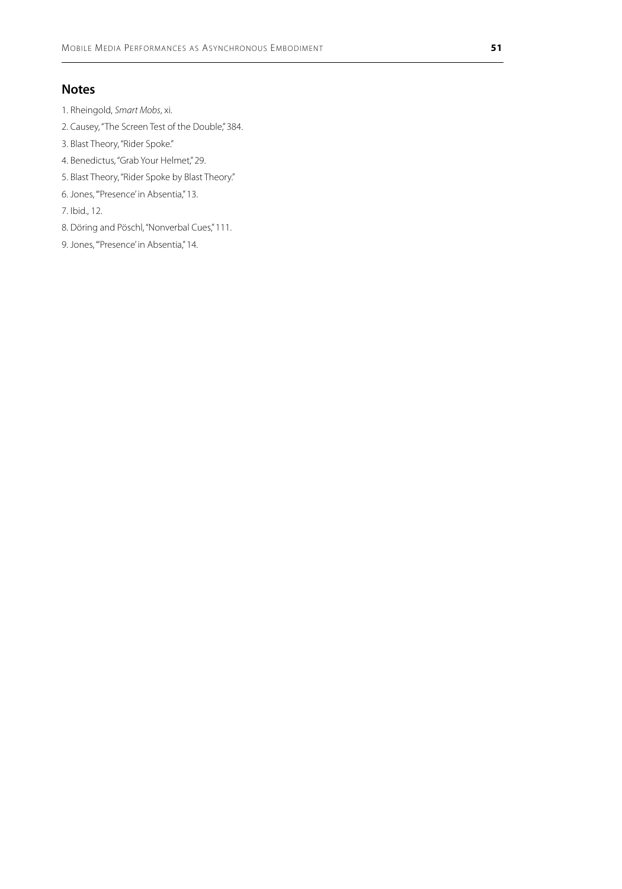## Notes

1. Rheingold, *Smart Mobs*, xi.
2. Causey, "The Screen Test of the Double," 384.
3. Blast Theory, "Rider Spoke."
4. Benedictus, "Grab Your Helmet," 29.
5. Blast Theory, "Rider Spoke by Blast Theory."
6. Jones, "'Presence' in Absentia," 13.
7. Ibid., 12.
8. Döring and Pöschl, "Nonverbal Cues," 111.
9. Jones, "'Presence' in Absentia," 14.